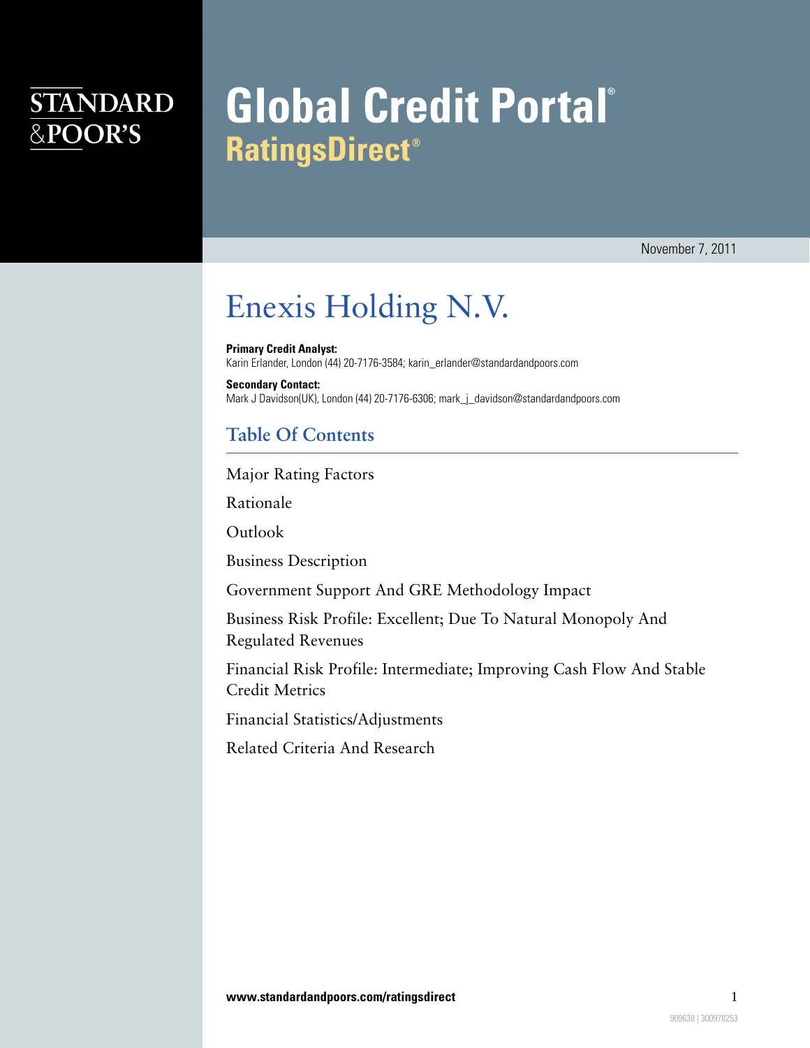STANDARD & POOR'S

# Global Credit Portal®
## RatingsDirect®

November 7, 2011

# Enexis Holding N.V.

**Primary Credit Analyst:**
Karin Erlander, London (44) 20-7176-3584; karin_erlander@standardandpoors.com

**Secondary Contact:**
Mark J Davidson(UK), London (44) 20-7176-6306; mark_j_davidson@standardandpoors.com

## Table Of Contents

Major Rating Factors

Rationale

Outlook

Business Description

Government Support And GRE Methodology Impact

Business Risk Profile: Excellent; Due To Natural Monopoly And Regulated Revenues

Financial Risk Profile: Intermediate; Improving Cash Flow And Stable Credit Metrics

Financial Statistics/Adjustments

Related Criteria And Research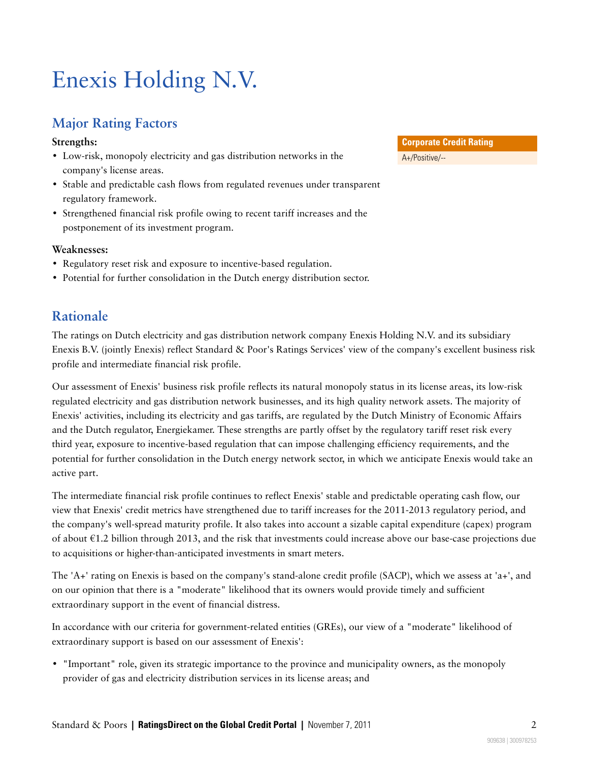# Enexis Holding N.V.

## Major Rating Factors

| Corporate Credit Rating |
| --- |
| A+/Positive/-- |

**Strengths:**

- Low-risk, monopoly electricity and gas distribution networks in the company's license areas.
- Stable and predictable cash flows from regulated revenues under transparent regulatory framework.
- Strengthened financial risk profile owing to recent tariff increases and the postponement of its investment program.

**Weaknesses:**

- Regulatory reset risk and exposure to incentive-based regulation.
- Potential for further consolidation in the Dutch energy distribution sector.

## Rationale

The ratings on Dutch electricity and gas distribution network company Enexis Holding N.V. and its subsidiary Enexis B.V. (jointly Enexis) reflect Standard & Poor's Ratings Services' view of the company's excellent business risk profile and intermediate financial risk profile.

Our assessment of Enexis' business risk profile reflects its natural monopoly status in its license areas, its low-risk regulated electricity and gas distribution network businesses, and its high quality network assets. The majority of Enexis' activities, including its electricity and gas tariffs, are regulated by the Dutch Ministry of Economic Affairs and the Dutch regulator, Energiekamer. These strengths are partly offset by the regulatory tariff reset risk every third year, exposure to incentive-based regulation that can impose challenging efficiency requirements, and the potential for further consolidation in the Dutch energy network sector, in which we anticipate Enexis would take an active part.

The intermediate financial risk profile continues to reflect Enexis' stable and predictable operating cash flow, our view that Enexis' credit metrics have strengthened due to tariff increases for the 2011-2013 regulatory period, and the company's well-spread maturity profile. It also takes into account a sizable capital expenditure (capex) program of about €1.2 billion through 2013, and the risk that investments could increase above our base-case projections due to acquisitions or higher-than-anticipated investments in smart meters.

The 'A+' rating on Enexis is based on the company's stand-alone credit profile (SACP), which we assess at 'a+', and on our opinion that there is a "moderate" likelihood that its owners would provide timely and sufficient extraordinary support in the event of financial distress.

In accordance with our criteria for government-related entities (GREs), our view of a "moderate" likelihood of extraordinary support is based on our assessment of Enexis':

- "Important" role, given its strategic importance to the province and municipality owners, as the monopoly provider of gas and electricity distribution services in its license areas; and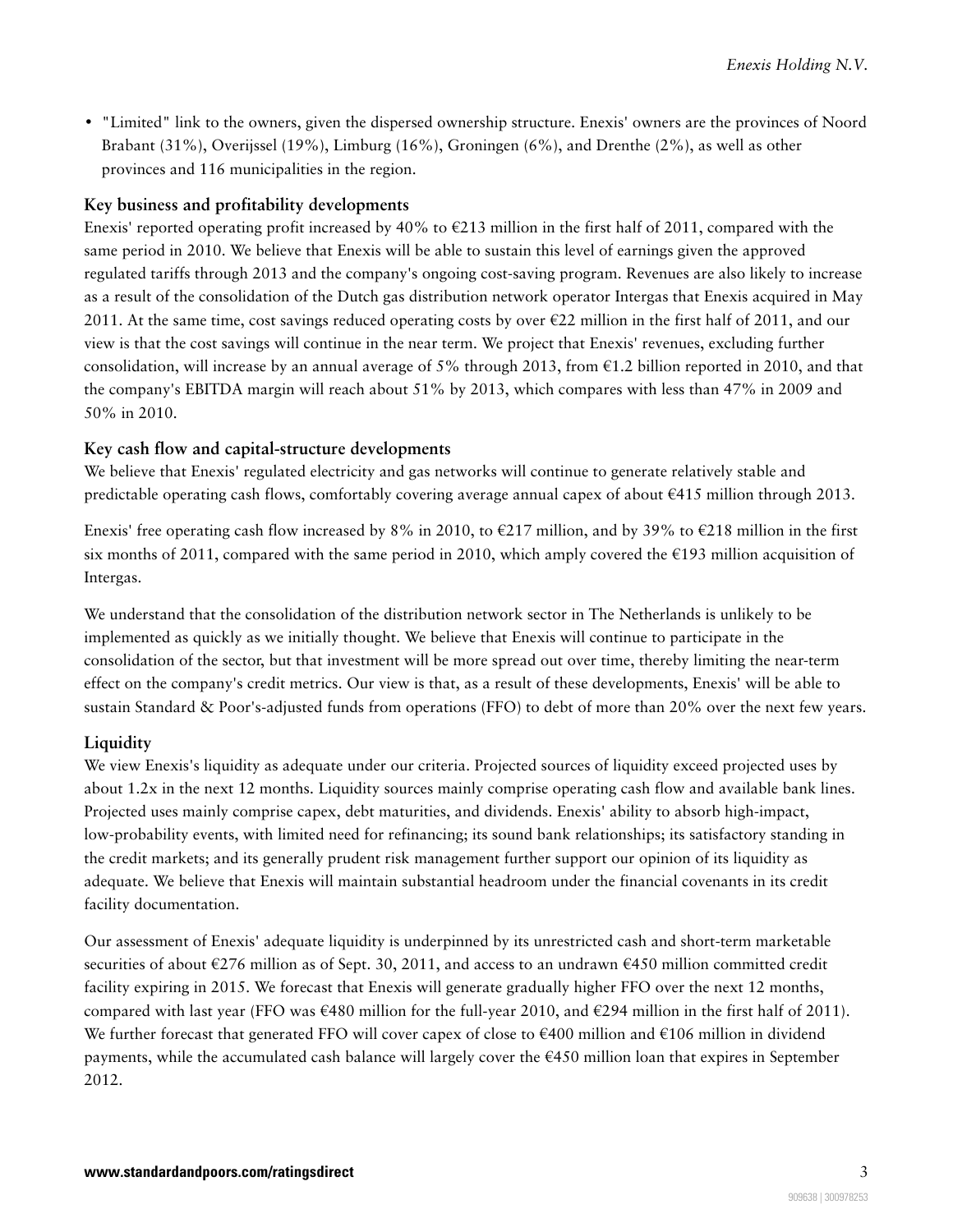- "Limited" link to the owners, given the dispersed ownership structure. Enexis' owners are the provinces of Noord Brabant (31%), Overijssel (19%), Limburg (16%), Groningen (6%), and Drenthe (2%), as well as other provinces and 116 municipalities in the region.

### Key business and profitability developments

Enexis' reported operating profit increased by 40% to €213 million in the first half of 2011, compared with the same period in 2010. We believe that Enexis will be able to sustain this level of earnings given the approved regulated tariffs through 2013 and the company's ongoing cost-saving program. Revenues are also likely to increase as a result of the consolidation of the Dutch gas distribution network operator Intergas that Enexis acquired in May 2011. At the same time, cost savings reduced operating costs by over €22 million in the first half of 2011, and our view is that the cost savings will continue in the near term. We project that Enexis' revenues, excluding further consolidation, will increase by an annual average of 5% through 2013, from €1.2 billion reported in 2010, and that the company's EBITDA margin will reach about 51% by 2013, which compares with less than 47% in 2009 and 50% in 2010.

### Key cash flow and capital-structure developments

We believe that Enexis' regulated electricity and gas networks will continue to generate relatively stable and predictable operating cash flows, comfortably covering average annual capex of about €415 million through 2013.

Enexis' free operating cash flow increased by 8% in 2010, to €217 million, and by 39% to €218 million in the first six months of 2011, compared with the same period in 2010, which amply covered the €193 million acquisition of Intergas.

We understand that the consolidation of the distribution network sector in The Netherlands is unlikely to be implemented as quickly as we initially thought. We believe that Enexis will continue to participate in the consolidation of the sector, but that investment will be more spread out over time, thereby limiting the near-term effect on the company's credit metrics. Our view is that, as a result of these developments, Enexis' will be able to sustain Standard & Poor's-adjusted funds from operations (FFO) to debt of more than 20% over the next few years.

### Liquidity

We view Enexis's liquidity as adequate under our criteria. Projected sources of liquidity exceed projected uses by about 1.2x in the next 12 months. Liquidity sources mainly comprise operating cash flow and available bank lines. Projected uses mainly comprise capex, debt maturities, and dividends. Enexis' ability to absorb high-impact, low-probability events, with limited need for refinancing; its sound bank relationships; its satisfactory standing in the credit markets; and its generally prudent risk management further support our opinion of its liquidity as adequate. We believe that Enexis will maintain substantial headroom under the financial covenants in its credit facility documentation.

Our assessment of Enexis' adequate liquidity is underpinned by its unrestricted cash and short-term marketable securities of about €276 million as of Sept. 30, 2011, and access to an undrawn €450 million committed credit facility expiring in 2015. We forecast that Enexis will generate gradually higher FFO over the next 12 months, compared with last year (FFO was €480 million for the full-year 2010, and €294 million in the first half of 2011). We further forecast that generated FFO will cover capex of close to €400 million and €106 million in dividend payments, while the accumulated cash balance will largely cover the €450 million loan that expires in September 2012.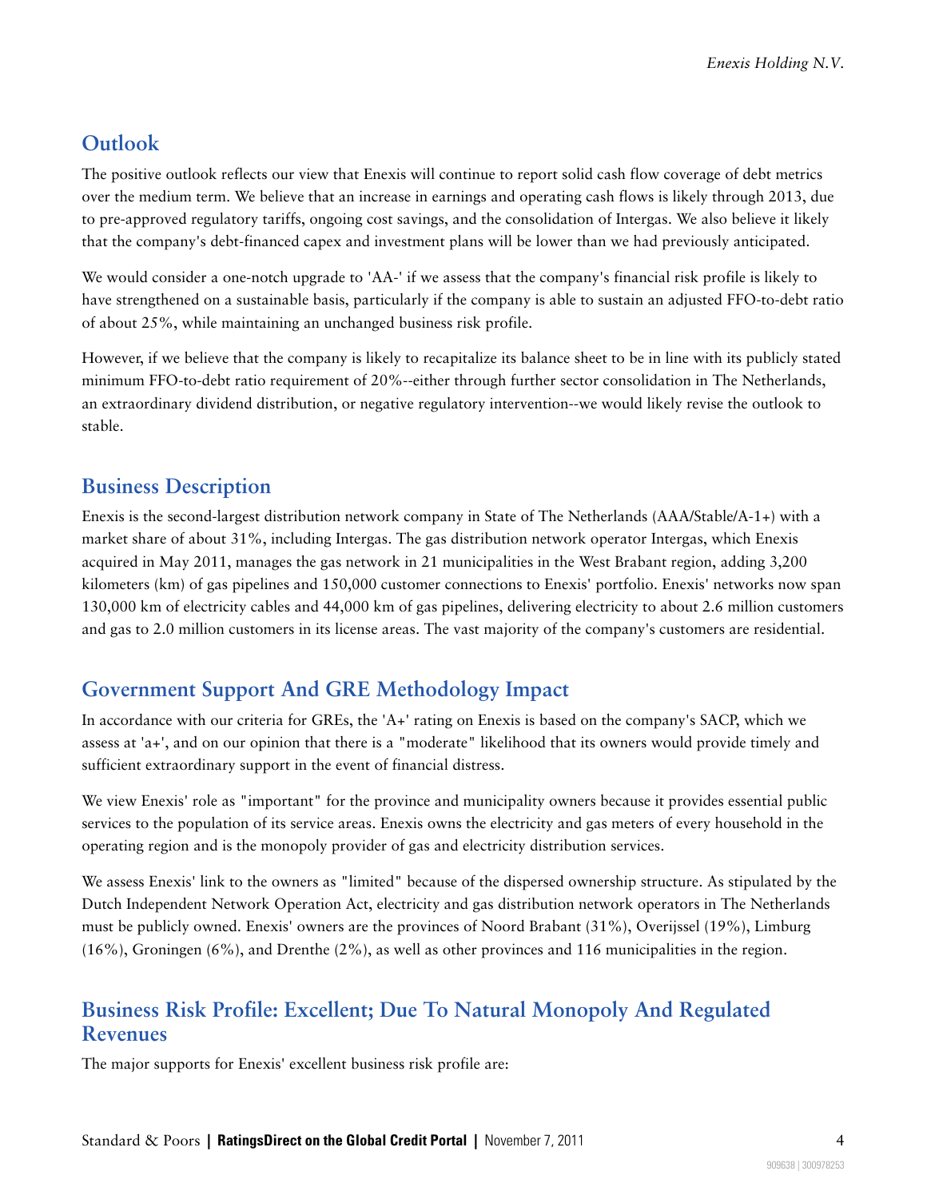## Outlook

The positive outlook reflects our view that Enexis will continue to report solid cash flow coverage of debt metrics over the medium term. We believe that an increase in earnings and operating cash flows is likely through 2013, due to pre-approved regulatory tariffs, ongoing cost savings, and the consolidation of Intergas. We also believe it likely that the company's debt-financed capex and investment plans will be lower than we had previously anticipated.

We would consider a one-notch upgrade to 'AA-' if we assess that the company's financial risk profile is likely to have strengthened on a sustainable basis, particularly if the company is able to sustain an adjusted FFO-to-debt ratio of about 25%, while maintaining an unchanged business risk profile.

However, if we believe that the company is likely to recapitalize its balance sheet to be in line with its publicly stated minimum FFO-to-debt ratio requirement of 20%--either through further sector consolidation in The Netherlands, an extraordinary dividend distribution, or negative regulatory intervention--we would likely revise the outlook to stable.

## Business Description

Enexis is the second-largest distribution network company in State of The Netherlands (AAA/Stable/A-1+) with a market share of about 31%, including Intergas. The gas distribution network operator Intergas, which Enexis acquired in May 2011, manages the gas network in 21 municipalities in the West Brabant region, adding 3,200 kilometers (km) of gas pipelines and 150,000 customer connections to Enexis' portfolio. Enexis' networks now span 130,000 km of electricity cables and 44,000 km of gas pipelines, delivering electricity to about 2.6 million customers and gas to 2.0 million customers in its license areas. The vast majority of the company's customers are residential.

## Government Support And GRE Methodology Impact

In accordance with our criteria for GREs, the 'A+' rating on Enexis is based on the company's SACP, which we assess at 'a+', and on our opinion that there is a "moderate" likelihood that its owners would provide timely and sufficient extraordinary support in the event of financial distress.

We view Enexis' role as "important" for the province and municipality owners because it provides essential public services to the population of its service areas. Enexis owns the electricity and gas meters of every household in the operating region and is the monopoly provider of gas and electricity distribution services.

We assess Enexis' link to the owners as "limited" because of the dispersed ownership structure. As stipulated by the Dutch Independent Network Operation Act, electricity and gas distribution network operators in The Netherlands must be publicly owned. Enexis' owners are the provinces of Noord Brabant (31%), Overijssel (19%), Limburg (16%), Groningen (6%), and Drenthe (2%), as well as other provinces and 116 municipalities in the region.

## Business Risk Profile: Excellent; Due To Natural Monopoly And Regulated Revenues

The major supports for Enexis' excellent business risk profile are: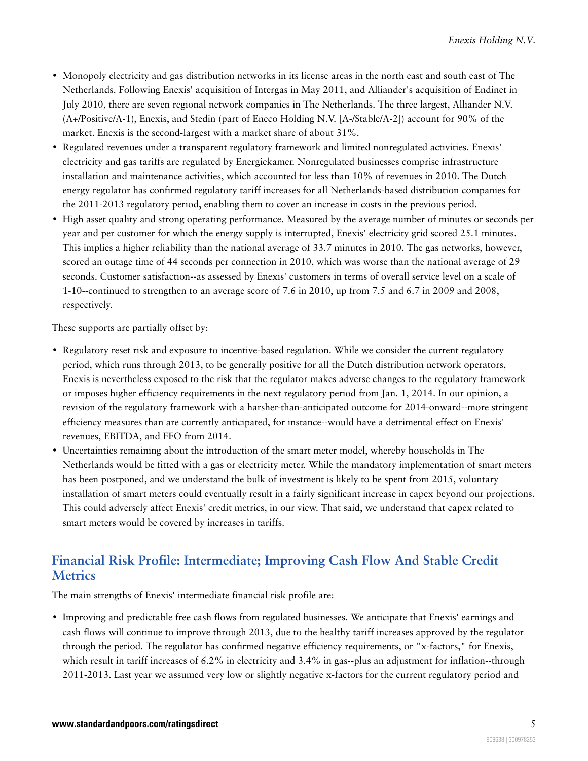- Monopoly electricity and gas distribution networks in its license areas in the north east and south east of The Netherlands. Following Enexis' acquisition of Intergas in May 2011, and Alliander's acquisition of Endinet in July 2010, there are seven regional network companies in The Netherlands. The three largest, Alliander N.V. (A+/Positive/A-1), Enexis, and Stedin (part of Eneco Holding N.V. [A-/Stable/A-2]) account for 90% of the market. Enexis is the second-largest with a market share of about 31%.
- Regulated revenues under a transparent regulatory framework and limited nonregulated activities. Enexis' electricity and gas tariffs are regulated by Energiekamer. Nonregulated businesses comprise infrastructure installation and maintenance activities, which accounted for less than 10% of revenues in 2010. The Dutch energy regulator has confirmed regulatory tariff increases for all Netherlands-based distribution companies for the 2011-2013 regulatory period, enabling them to cover an increase in costs in the previous period.
- High asset quality and strong operating performance. Measured by the average number of minutes or seconds per year and per customer for which the energy supply is interrupted, Enexis' electricity grid scored 25.1 minutes. This implies a higher reliability than the national average of 33.7 minutes in 2010. The gas networks, however, scored an outage time of 44 seconds per connection in 2010, which was worse than the national average of 29 seconds. Customer satisfaction--as assessed by Enexis' customers in terms of overall service level on a scale of 1-10--continued to strengthen to an average score of 7.6 in 2010, up from 7.5 and 6.7 in 2009 and 2008, respectively.

These supports are partially offset by:

- Regulatory reset risk and exposure to incentive-based regulation. While we consider the current regulatory period, which runs through 2013, to be generally positive for all the Dutch distribution network operators, Enexis is nevertheless exposed to the risk that the regulator makes adverse changes to the regulatory framework or imposes higher efficiency requirements in the next regulatory period from Jan. 1, 2014. In our opinion, a revision of the regulatory framework with a harsher-than-anticipated outcome for 2014-onward--more stringent efficiency measures than are currently anticipated, for instance--would have a detrimental effect on Enexis' revenues, EBITDA, and FFO from 2014.
- Uncertainties remaining about the introduction of the smart meter model, whereby households in The Netherlands would be fitted with a gas or electricity meter. While the mandatory implementation of smart meters has been postponed, and we understand the bulk of investment is likely to be spent from 2015, voluntary installation of smart meters could eventually result in a fairly significant increase in capex beyond our projections. This could adversely affect Enexis' credit metrics, in our view. That said, we understand that capex related to smart meters would be covered by increases in tariffs.

## Financial Risk Profile: Intermediate; Improving Cash Flow And Stable Credit Metrics

The main strengths of Enexis' intermediate financial risk profile are:

- Improving and predictable free cash flows from regulated businesses. We anticipate that Enexis' earnings and cash flows will continue to improve through 2013, due to the healthy tariff increases approved by the regulator through the period. The regulator has confirmed negative efficiency requirements, or "x-factors," for Enexis, which result in tariff increases of 6.2% in electricity and 3.4% in gas--plus an adjustment for inflation--through 2011-2013. Last year we assumed very low or slightly negative x-factors for the current regulatory period and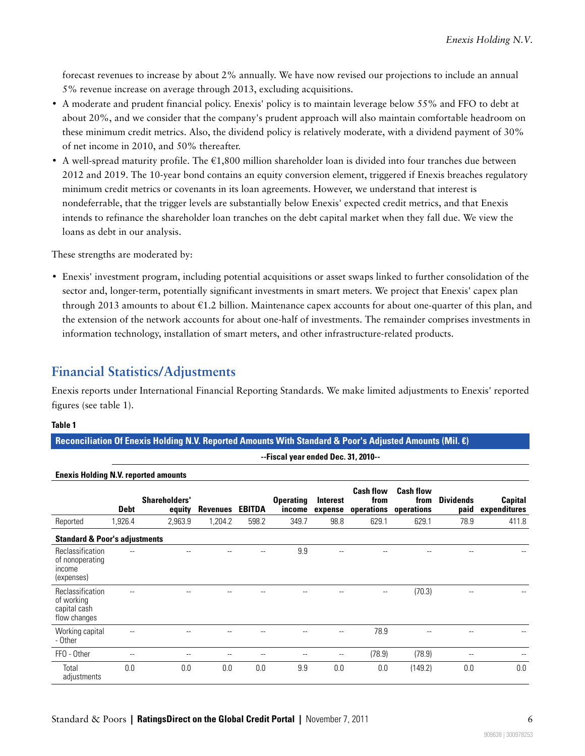forecast revenues to increase by about 2% annually. We have now revised our projections to include an annual 5% revenue increase on average through 2013, excluding acquisitions.

- A moderate and prudent financial policy. Enexis' policy is to maintain leverage below 55% and FFO to debt at about 20%, and we consider that the company's prudent approach will also maintain comfortable headroom on these minimum credit metrics. Also, the dividend policy is relatively moderate, with a dividend payment of 30% of net income in 2010, and 50% thereafter.
- A well-spread maturity profile. The €1,800 million shareholder loan is divided into four tranches due between 2012 and 2019. The 10-year bond contains an equity conversion element, triggered if Enexis breaches regulatory minimum credit metrics or covenants in its loan agreements. However, we understand that interest is nondeferrable, that the trigger levels are substantially below Enexis' expected credit metrics, and that Enexis intends to refinance the shareholder loan tranches on the debt capital market when they fall due. We view the loans as debt in our analysis.

These strengths are moderated by:

- Enexis' investment program, including potential acquisitions or asset swaps linked to further consolidation of the sector and, longer-term, potentially significant investments in smart meters. We project that Enexis' capex plan through 2013 amounts to about €1.2 billion. Maintenance capex accounts for about one-quarter of this plan, and the extension of the network accounts for about one-half of investments. The remainder comprises investments in information technology, installation of smart meters, and other infrastructure-related products.

## Financial Statistics/Adjustments

Enexis reports under International Financial Reporting Standards. We make limited adjustments to Enexis' reported figures (see table 1).

**Table 1**

**Reconciliation Of Enexis Holding N.V. Reported Amounts With Standard & Poor's Adjusted Amounts (Mil. €)**

| | --Fiscal year ended Dec. 31, 2010-- | | | | | | | | | |
|---|---|---|---|---|---|---|---|---|---|---|
| **Enexis Holding N.V. reported amounts** | | | | | | | | | | |
| | **Debt** | **Shareholders' equity** | **Revenues** | **EBITDA** | **Operating income** | **Interest expense** | **Cash flow from operations** | **Cash flow from operations** | **Dividends paid** | **Capital expenditures** |
| Reported | 1,926.4 | 2,963.9 | 1,204.2 | 598.2 | 349.7 | 98.8 | 629.1 | 629.1 | 78.9 | 411.8 |
| **Standard & Poor's adjustments** | | | | | | | | | | |
| Reclassification of nonoperating income (expenses) | -- | -- | -- | -- | 9.9 | -- | -- | -- | -- | -- |
| Reclassification of working capital cash flow changes | -- | -- | -- | -- | -- | -- | -- | (70.3) | -- | -- |
| Working capital - Other | -- | -- | -- | -- | -- | -- | 78.9 | -- | -- | -- |
| FFO - Other | -- | -- | -- | -- | -- | -- | (78.9) | (78.9) | -- | -- |
| Total adjustments | 0.0 | 0.0 | 0.0 | 0.0 | 9.9 | 0.0 | 0.0 | (149.2) | 0.0 | 0.0 |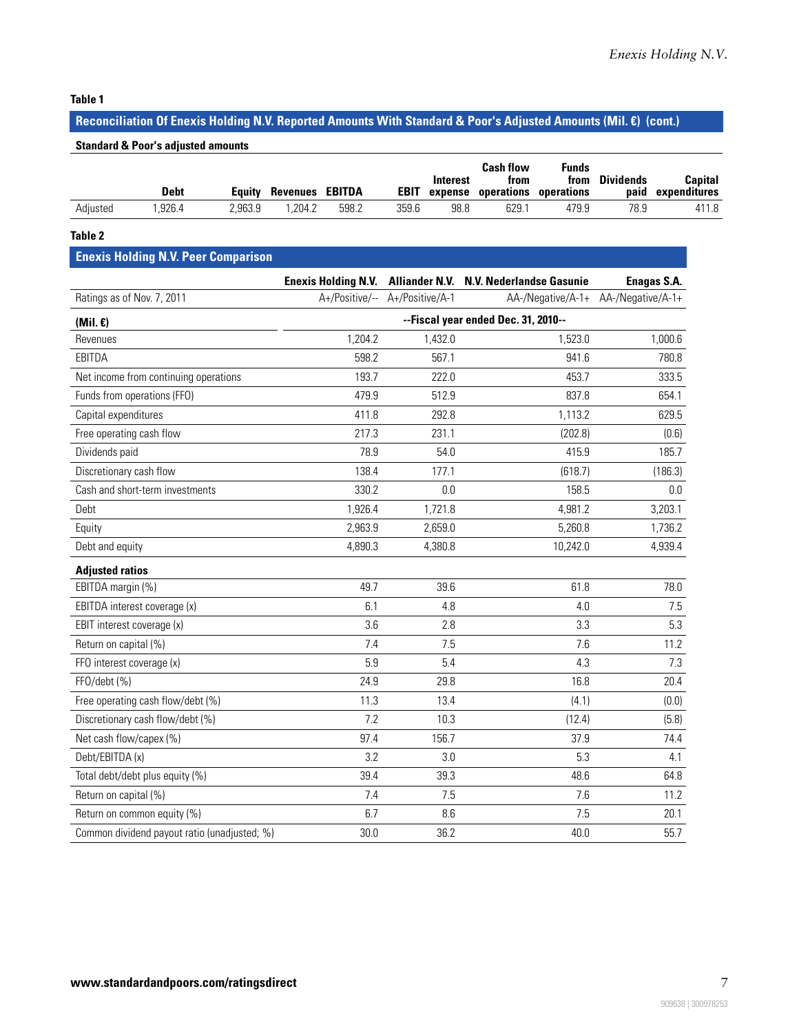**Table 1**

**Reconciliation Of Enexis Holding N.V. Reported Amounts With Standard & Poor's Adjusted Amounts (Mil. €) (cont.)**

**Standard & Poor's adjusted amounts**

| | Debt | Equity | Revenues | EBITDA | EBIT | Interest expense | Cash flow from operations | Funds from operations | Dividends paid | Capital expenditures |
|---|---|---|---|---|---|---|---|---|---|---|
| Adjusted | 1,926.4 | 2,963.9 | 1,204.2 | 598.2 | 359.6 | 98.8 | 629.1 | 479.9 | 78.9 | 411.8 |

**Table 2**

**Enexis Holding N.V. Peer Comparison**

| | Enexis Holding N.V. | Alliander N.V. | N.V. Nederlandse Gasunie | Enagas S.A. |
|---|---|---|---|---|
| Ratings as of Nov. 7, 2011 | A+/Positive/-- | A+/Positive/A-1 | AA-/Negative/A-1+ | AA-/Negative/A-1+ |
| **(Mil. €)** | --Fiscal year ended Dec. 31, 2010-- | | | |
| Revenues | 1,204.2 | 1,432.0 | 1,523.0 | 1,000.6 |
| EBITDA | 598.2 | 567.1 | 941.6 | 780.8 |
| Net income from continuing operations | 193.7 | 222.0 | 453.7 | 333.5 |
| Funds from operations (FFO) | 479.9 | 512.9 | 837.8 | 654.1 |
| Capital expenditures | 411.8 | 292.8 | 1,113.2 | 629.5 |
| Free operating cash flow | 217.3 | 231.1 | (202.8) | (0.6) |
| Dividends paid | 78.9 | 54.0 | 415.9 | 185.7 |
| Discretionary cash flow | 138.4 | 177.1 | (618.7) | (186.3) |
| Cash and short-term investments | 330.2 | 0.0 | 158.5 | 0.0 |
| Debt | 1,926.4 | 1,721.8 | 4,981.2 | 3,203.1 |
| Equity | 2,963.9 | 2,659.0 | 5,260.8 | 1,736.2 |
| Debt and equity | 4,890.3 | 4,380.8 | 10,242.0 | 4,939.4 |
| **Adjusted ratios** | | | | |
| EBITDA margin (%) | 49.7 | 39.6 | 61.8 | 78.0 |
| EBITDA interest coverage (x) | 6.1 | 4.8 | 4.0 | 7.5 |
| EBIT interest coverage (x) | 3.6 | 2.8 | 3.3 | 5.3 |
| Return on capital (%) | 7.4 | 7.5 | 7.6 | 11.2 |
| FFO interest coverage (x) | 5.9 | 5.4 | 4.3 | 7.3 |
| FFO/debt (%) | 24.9 | 29.8 | 16.8 | 20.4 |
| Free operating cash flow/debt (%) | 11.3 | 13.4 | (4.1) | (0.0) |
| Discretionary cash flow/debt (%) | 7.2 | 10.3 | (12.4) | (5.8) |
| Net cash flow/capex (%) | 97.4 | 156.7 | 37.9 | 74.4 |
| Debt/EBITDA (x) | 3.2 | 3.0 | 5.3 | 4.1 |
| Total debt/debt plus equity (%) | 39.4 | 39.3 | 48.6 | 64.8 |
| Return on capital (%) | 7.4 | 7.5 | 7.6 | 11.2 |
| Return on common equity (%) | 6.7 | 8.6 | 7.5 | 20.1 |
| Common dividend payout ratio (unadjusted; %) | 30.0 | 36.2 | 40.0 | 55.7 |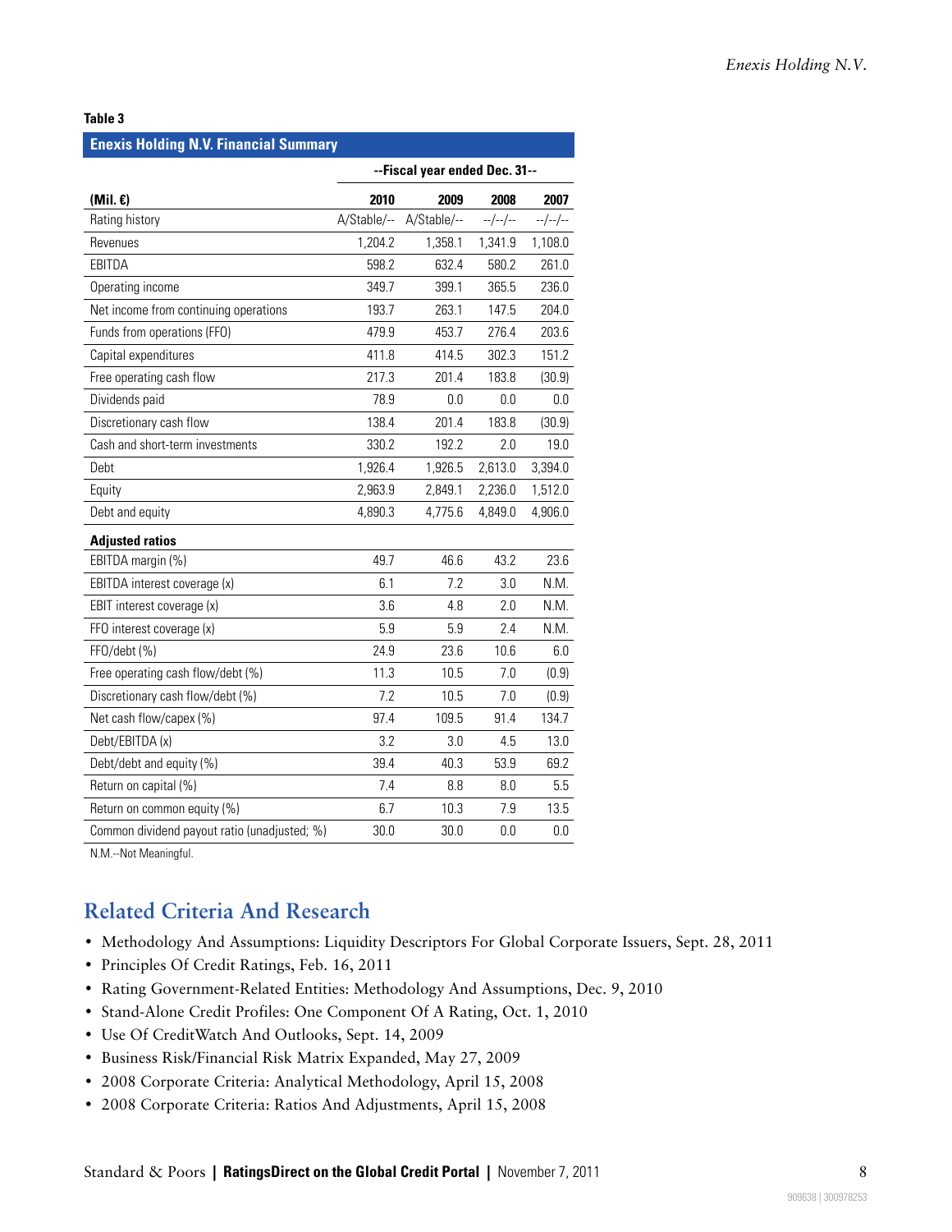**Table 3**

**Enexis Holding N.V. Financial Summary**

| | --Fiscal year ended Dec. 31-- | | | |
|---|---|---|---|---|
| **(Mil. €)** | **2010** | **2009** | **2008** | **2007** |
| Rating history | A/Stable/-- | A/Stable/-- | --/--/-- | --/--/-- |
| Revenues | 1,204.2 | 1,358.1 | 1,341.9 | 1,108.0 |
| EBITDA | 598.2 | 632.4 | 580.2 | 261.0 |
| Operating income | 349.7 | 399.1 | 365.5 | 236.0 |
| Net income from continuing operations | 193.7 | 263.1 | 147.5 | 204.0 |
| Funds from operations (FFO) | 479.9 | 453.7 | 276.4 | 203.6 |
| Capital expenditures | 411.8 | 414.5 | 302.3 | 151.2 |
| Free operating cash flow | 217.3 | 201.4 | 183.8 | (30.9) |
| Dividends paid | 78.9 | 0.0 | 0.0 | 0.0 |
| Discretionary cash flow | 138.4 | 201.4 | 183.8 | (30.9) |
| Cash and short-term investments | 330.2 | 192.2 | 2.0 | 19.0 |
| Debt | 1,926.4 | 1,926.5 | 2,613.0 | 3,394.0 |
| Equity | 2,963.9 | 2,849.1 | 2,236.0 | 1,512.0 |
| Debt and equity | 4,890.3 | 4,775.6 | 4,849.0 | 4,906.0 |
| **Adjusted ratios** | | | | |
| EBITDA margin (%) | 49.7 | 46.6 | 43.2 | 23.6 |
| EBITDA interest coverage (x) | 6.1 | 7.2 | 3.0 | N.M. |
| EBIT interest coverage (x) | 3.6 | 4.8 | 2.0 | N.M. |
| FFO interest coverage (x) | 5.9 | 5.9 | 2.4 | N.M. |
| FFO/debt (%) | 24.9 | 23.6 | 10.6 | 6.0 |
| Free operating cash flow/debt (%) | 11.3 | 10.5 | 7.0 | (0.9) |
| Discretionary cash flow/debt (%) | 7.2 | 10.5 | 7.0 | (0.9) |
| Net cash flow/capex (%) | 97.4 | 109.5 | 91.4 | 134.7 |
| Debt/EBITDA (x) | 3.2 | 3.0 | 4.5 | 13.0 |
| Debt/debt and equity (%) | 39.4 | 40.3 | 53.9 | 69.2 |
| Return on capital (%) | 7.4 | 8.8 | 8.0 | 5.5 |
| Return on common equity (%) | 6.7 | 10.3 | 7.9 | 13.5 |
| Common dividend payout ratio (unadjusted; %) | 30.0 | 30.0 | 0.0 | 0.0 |

N.M.--Not Meaningful.

## Related Criteria And Research

- Methodology And Assumptions: Liquidity Descriptors For Global Corporate Issuers, Sept. 28, 2011
- Principles Of Credit Ratings, Feb. 16, 2011
- Rating Government-Related Entities: Methodology And Assumptions, Dec. 9, 2010
- Stand-Alone Credit Profiles: One Component Of A Rating, Oct. 1, 2010
- Use Of CreditWatch And Outlooks, Sept. 14, 2009
- Business Risk/Financial Risk Matrix Expanded, May 27, 2009
- 2008 Corporate Criteria: Analytical Methodology, April 15, 2008
- 2008 Corporate Criteria: Ratios And Adjustments, April 15, 2008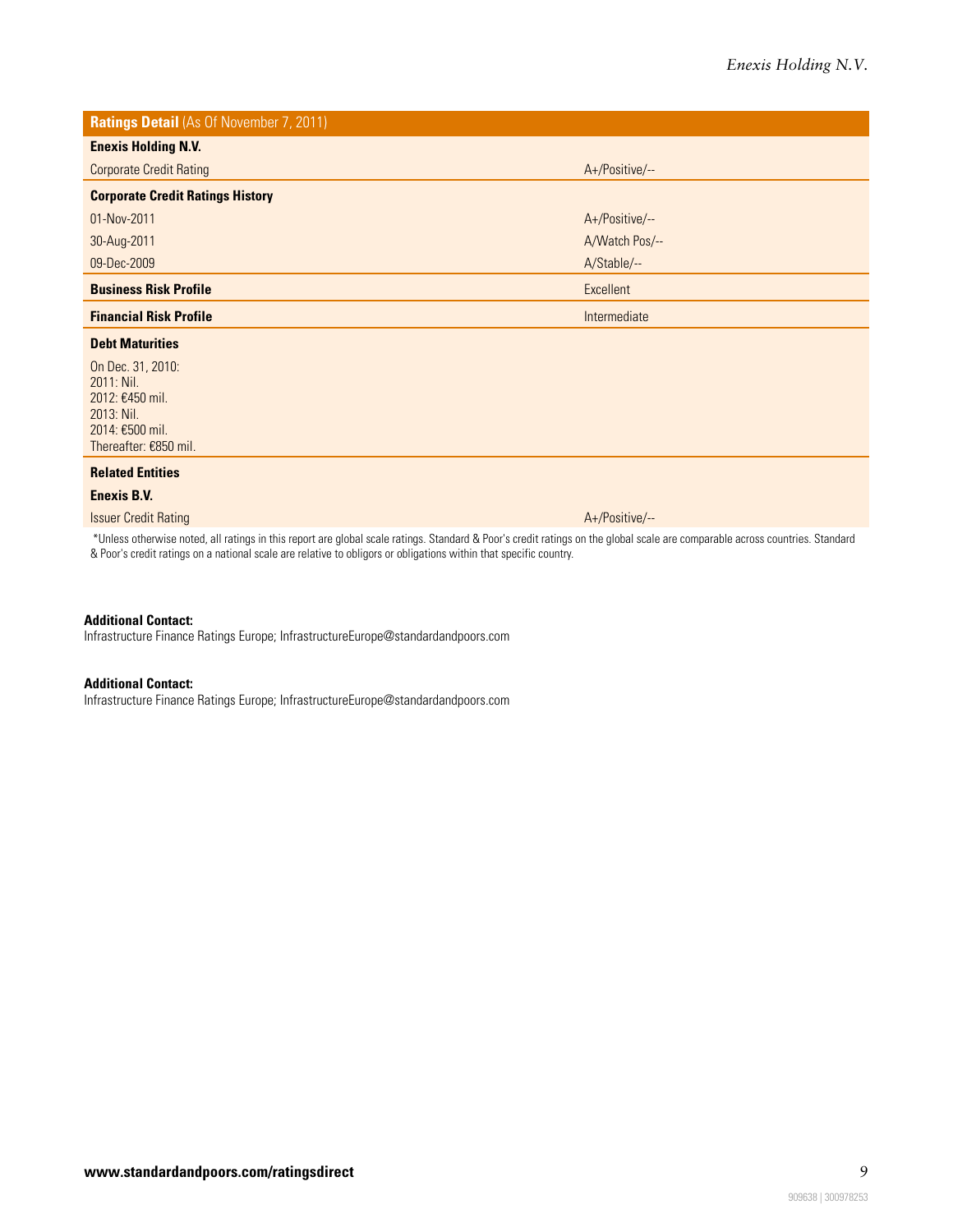| **Ratings Detail** (As Of November 7, 2011) | |
|---|---|
| **Enexis Holding N.V.** | |
| Corporate Credit Rating | A+/Positive/-- |
| **Corporate Credit Ratings History** | |
| 01-Nov-2011 | A+/Positive/-- |
| 30-Aug-2011 | A/Watch Pos/-- |
| 09-Dec-2009 | A/Stable/-- |
| **Business Risk Profile** | Excellent |
| **Financial Risk Profile** | Intermediate |
| **Debt Maturities** | |
| On Dec. 31, 2010:<br>2011: Nil.<br>2012: €450 mil.<br>2013: Nil.<br>2014: €500 mil.<br>Thereafter: €850 mil. | |
| **Related Entities** | |
| **Enexis B.V.** | |
| Issuer Credit Rating | A+/Positive/-- |

*Unless otherwise noted, all ratings in this report are global scale ratings. Standard & Poor's credit ratings on the global scale are comparable across countries. Standard & Poor's credit ratings on a national scale are relative to obligors or obligations within that specific country.

**Additional Contact:**
Infrastructure Finance Ratings Europe; InfrastructureEurope@standardandpoors.com

**Additional Contact:**
Infrastructure Finance Ratings Europe; InfrastructureEurope@standardandpoors.com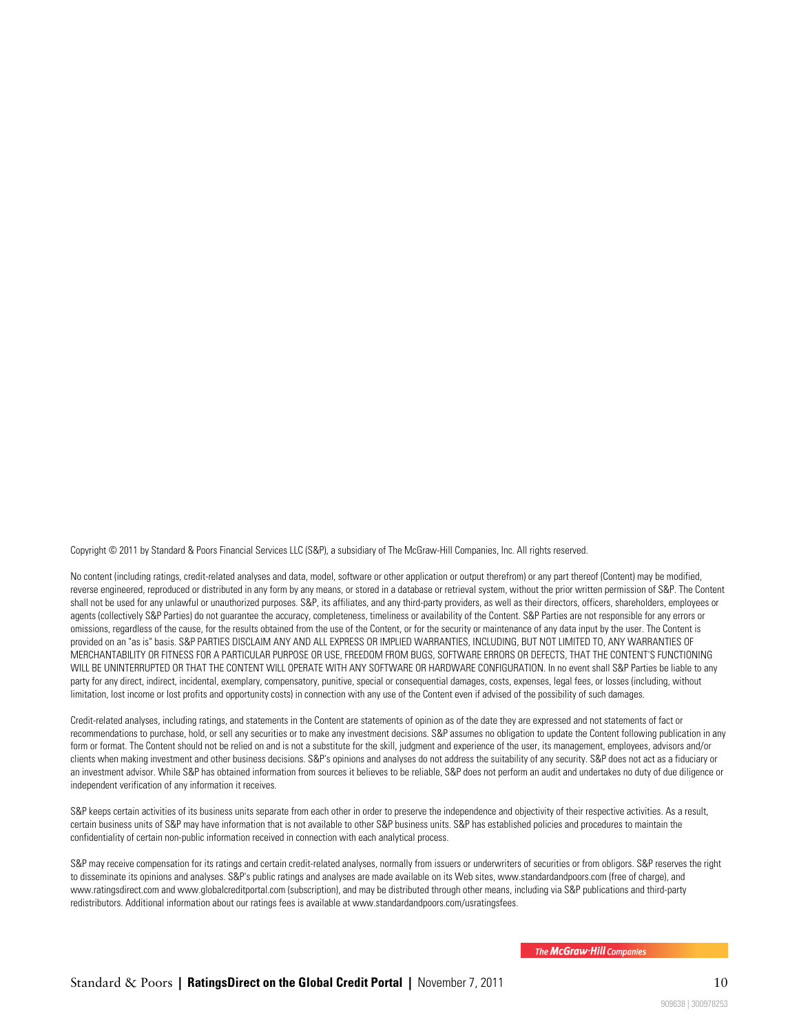Copyright © 2011 by Standard & Poors Financial Services LLC (S&P), a subsidiary of The McGraw-Hill Companies, Inc. All rights reserved.

No content (including ratings, credit-related analyses and data, model, software or other application or output therefrom) or any part thereof (Content) may be modified, reverse engineered, reproduced or distributed in any form by any means, or stored in a database or retrieval system, without the prior written permission of S&P. The Content shall not be used for any unlawful or unauthorized purposes. S&P, its affiliates, and any third-party providers, as well as their directors, officers, shareholders, employees or agents (collectively S&P Parties) do not guarantee the accuracy, completeness, timeliness or availability of the Content. S&P Parties are not responsible for any errors or omissions, regardless of the cause, for the results obtained from the use of the Content, or for the security or maintenance of any data input by the user. The Content is provided on an "as is" basis. S&P PARTIES DISCLAIM ANY AND ALL EXPRESS OR IMPLIED WARRANTIES, INCLUDING, BUT NOT LIMITED TO, ANY WARRANTIES OF MERCHANTABILITY OR FITNESS FOR A PARTICULAR PURPOSE OR USE, FREEDOM FROM BUGS, SOFTWARE ERRORS OR DEFECTS, THAT THE CONTENT'S FUNCTIONING WILL BE UNINTERRUPTED OR THAT THE CONTENT WILL OPERATE WITH ANY SOFTWARE OR HARDWARE CONFIGURATION. In no event shall S&P Parties be liable to any party for any direct, indirect, incidental, exemplary, compensatory, punitive, special or consequential damages, costs, expenses, legal fees, or losses (including, without limitation, lost income or lost profits and opportunity costs) in connection with any use of the Content even if advised of the possibility of such damages.

Credit-related analyses, including ratings, and statements in the Content are statements of opinion as of the date they are expressed and not statements of fact or recommendations to purchase, hold, or sell any securities or to make any investment decisions. S&P assumes no obligation to update the Content following publication in any form or format. The Content should not be relied on and is not a substitute for the skill, judgment and experience of the user, its management, employees, advisors and/or clients when making investment and other business decisions. S&P's opinions and analyses do not address the suitability of any security. S&P does not act as a fiduciary or an investment advisor. While S&P has obtained information from sources it believes to be reliable, S&P does not perform an audit and undertakes no duty of due diligence or independent verification of any information it receives.

S&P keeps certain activities of its business units separate from each other in order to preserve the independence and objectivity of their respective activities. As a result, certain business units of S&P may have information that is not available to other S&P business units. S&P has established policies and procedures to maintain the confidentiality of certain non-public information received in connection with each analytical process.

S&P may receive compensation for its ratings and certain credit-related analyses, normally from issuers or underwriters of securities or from obligors. S&P reserves the right to disseminate its opinions and analyses. S&P's public ratings and analyses are made available on its Web sites, www.standardandpoors.com (free of charge), and www.ratingsdirect.com and www.globalcreditportal.com (subscription), and may be distributed through other means, including via S&P publications and third-party redistributors. Additional information about our ratings fees is available at www.standardandpoors.com/usratingsfees.

The McGraw-Hill Companies